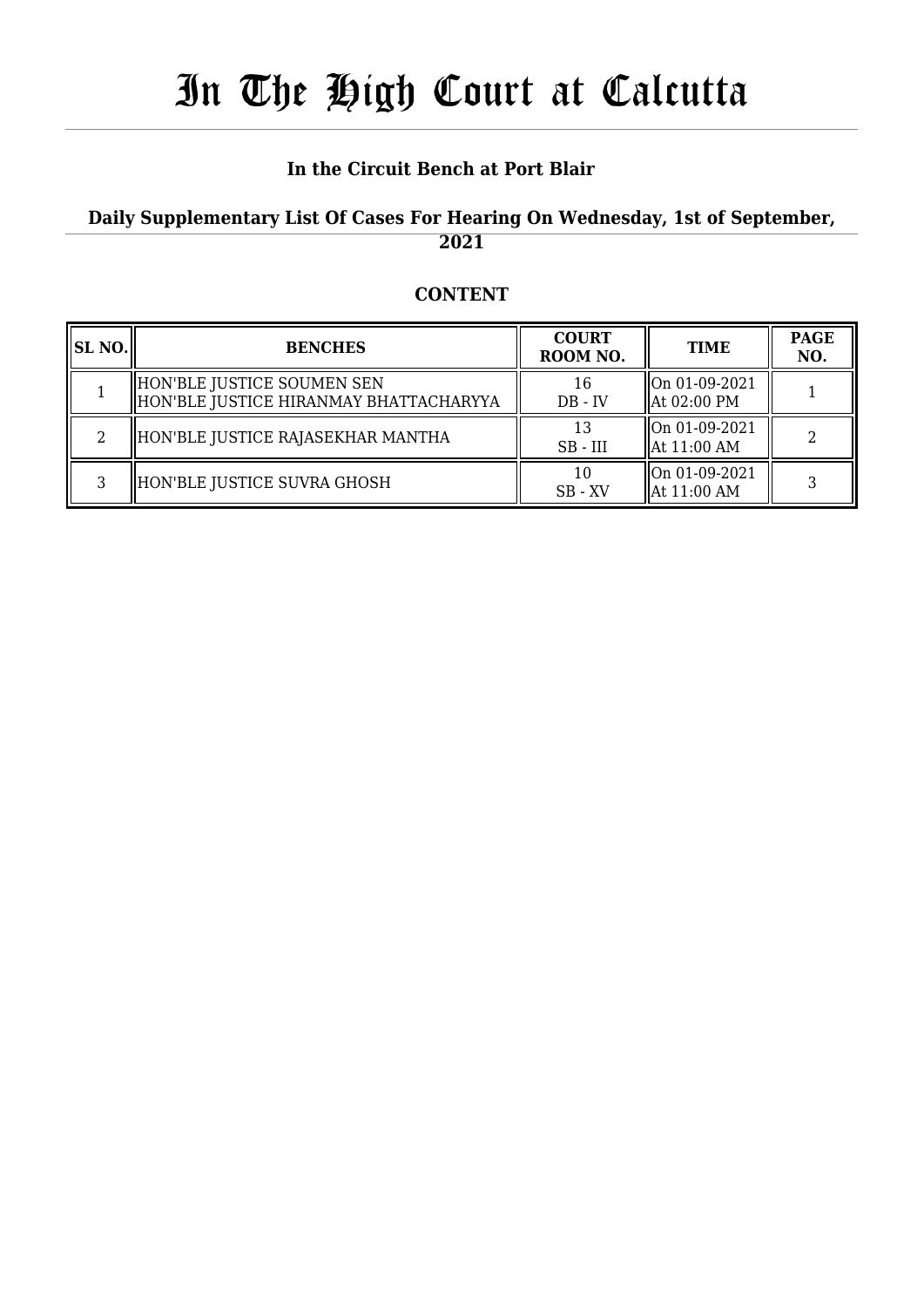# In The High Court at Calcutta

## In the Circuit Bench at Port Blair

## Daily Supplementary List Of Cases For Hearing On Wednesday, 1st of September, 2021

### CONTENT

| SL NO. | BENCHES | COURT ROOM NO. | TIME | PAGE NO. |
|---|---|---|---|---|
| 1 | HON'BLE JUSTICE SOUMEN SEN<br>HON'BLE JUSTICE HIRANMAY BHATTACHARYYA | 16<br>DB - IV | On 01-09-2021<br>At 02:00 PM | 1 |
| 2 | HON'BLE JUSTICE RAJASEKHAR MANTHA | 13<br>SB - III | On 01-09-2021<br>At 11:00 AM | 2 |
| 3 | HON'BLE JUSTICE SUVRA GHOSH | 10<br>SB - XV | On 01-09-2021<br>At 11:00 AM | 3 |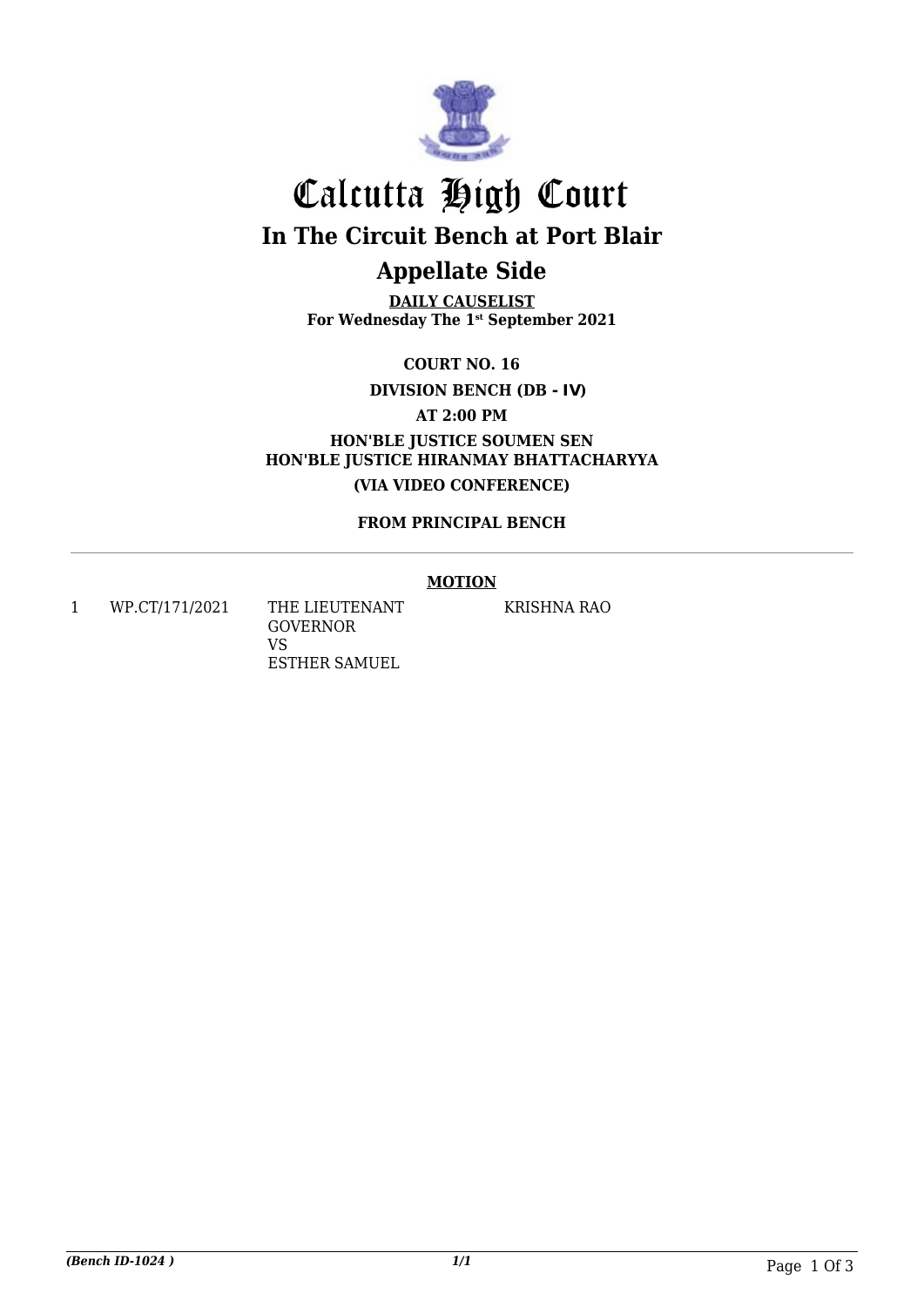# Calcutta High Court

## In The Circuit Bench at Port Blair

## Appellate Side

**DAILY CAUSELIST**
**For Wednesday The 1st September 2021**

**COURT NO. 16**

**DIVISION BENCH (DB - IV)**

**AT 2:00 PM**

**HON'BLE JUSTICE SOUMEN SEN**
**HON'BLE JUSTICE HIRANMAY BHATTACHARYYA**

**(VIA VIDEO CONFERENCE)**

**FROM PRINCIPAL BENCH**

**MOTION**

| | | | |
|---|---|---|---|
| 1 | WP.CT/171/2021 | THE LIEUTENANT GOVERNOR VS ESTHER SAMUEL | KRISHNA RAO |

*(Bench ID-1024 )* 1/1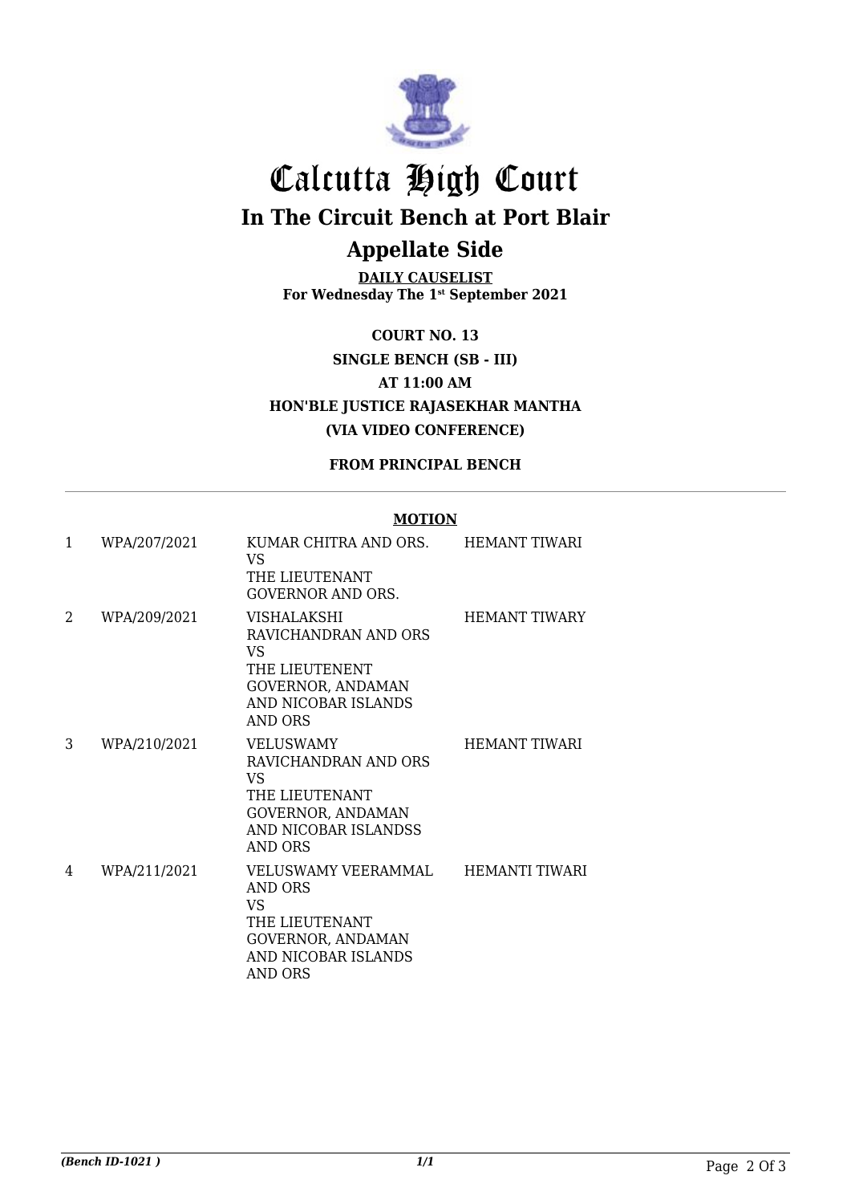# Calcutta High Court

## In The Circuit Bench at Port Blair

## Appellate Side

**DAILY CAUSELIST**
**For Wednesday The 1st September 2021**

**COURT NO. 13**
**SINGLE BENCH (SB - III)**
**AT 11:00 AM**
**HON'BLE JUSTICE RAJASEKHAR MANTHA**
**(VIA VIDEO CONFERENCE)**

**FROM PRINCIPAL BENCH**

**MOTION**

| | | | |
|---|---|---|---|
| 1 | WPA/207/2021 | KUMAR CHITRA AND ORS.<br>VS<br>THE LIEUTENANT GOVERNOR AND ORS. | HEMANT TIWARI |
| 2 | WPA/209/2021 | VISHALAKSHI RAVICHANDRAN AND ORS<br>VS<br>THE LIEUTENENT GOVERNOR, ANDAMAN AND NICOBAR ISLANDS AND ORS | HEMANT TIWARY |
| 3 | WPA/210/2021 | VELUSWAMY RAVICHANDRAN AND ORS<br>VS<br>THE LIEUTENANT GOVERNOR, ANDAMAN AND NICOBAR ISLANDSS AND ORS | HEMANT TIWARI |
| 4 | WPA/211/2021 | VELUSWAMY VEERAMMAL AND ORS<br>VS<br>THE LIEUTENANT GOVERNOR, ANDAMAN AND NICOBAR ISLANDS AND ORS | HEMANTI TIWARI |

*(Bench ID-1021 )*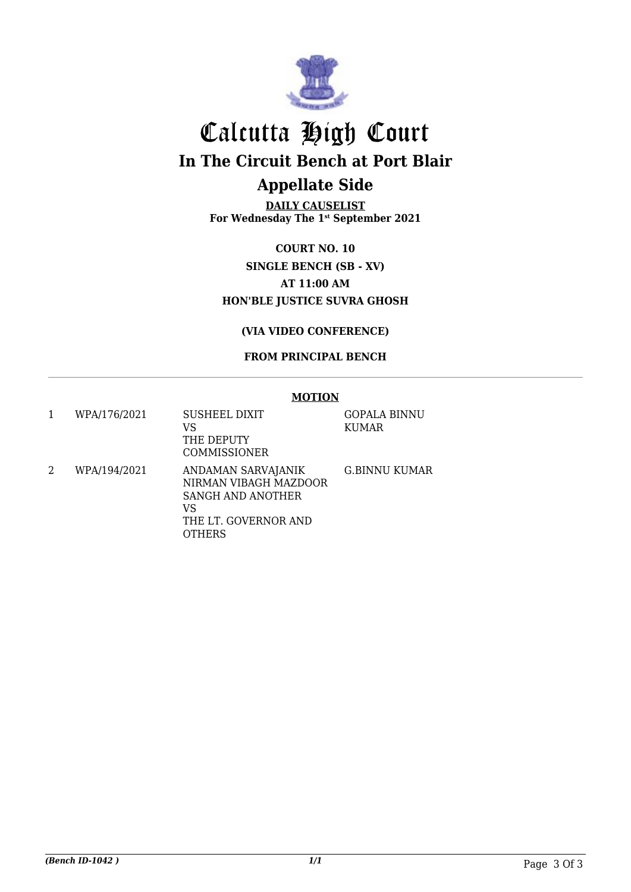# Calcutta High Court

## In The Circuit Bench at Port Blair

## Appellate Side

**DAILY CAUSELIST**
**For Wednesday The 1st September 2021**

**COURT NO. 10**
**SINGLE BENCH (SB - XV)**
**AT 11:00 AM**
**HON'BLE JUSTICE SUVRA GHOSH**

**(VIA VIDEO CONFERENCE)**

**FROM PRINCIPAL BENCH**

**MOTION**

| | | | |
|---|---|---|---|
| 1 | WPA/176/2021 | SUSHEEL DIXIT<br>VS<br>THE DEPUTY COMMISSIONER | GOPALA BINNU KUMAR |
| 2 | WPA/194/2021 | ANDAMAN SARVAJANIK NIRMAN VIBAGH MAZDOOR SANGH AND ANOTHER<br>VS<br>THE LT. GOVERNOR AND OTHERS | G.BINNU KUMAR |

*(Bench ID-1042 )*